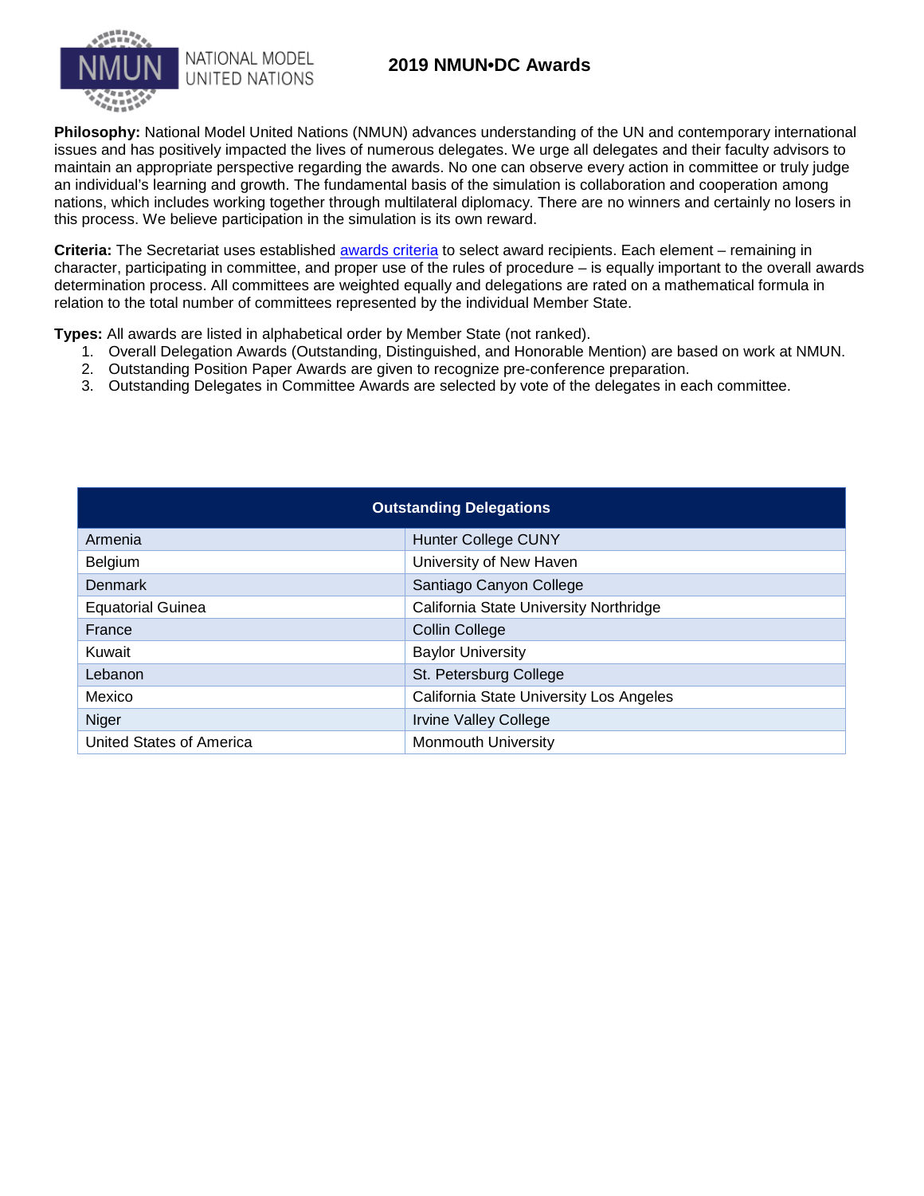# 2019 NMUN•DC Awards

**Philosophy:** National Model United Nations (NMUN) advances understanding of the UN and contemporary international issues and has positively impacted the lives of numerous delegates. We urge all delegates and their faculty advisors to maintain an appropriate perspective regarding the awards. No one can observe every action in committee or truly judge an individual's learning and growth. The fundamental basis of the simulation is collaboration and cooperation among nations, which includes working together through multilateral diplomacy. There are no winners and certainly no losers in this process. We believe participation in the simulation is its own reward.

**Criteria:** The Secretariat uses established awards criteria to select award recipients. Each element – remaining in character, participating in committee, and proper use of the rules of procedure – is equally important to the overall awards determination process. All committees are weighted equally and delegations are rated on a mathematical formula in relation to the total number of committees represented by the individual Member State.

**Types:** All awards are listed in alphabetical order by Member State (not ranked).

1. Overall Delegation Awards (Outstanding, Distinguished, and Honorable Mention) are based on work at NMUN.
2. Outstanding Position Paper Awards are given to recognize pre-conference preparation.
3. Outstanding Delegates in Committee Awards are selected by vote of the delegates in each committee.

| Outstanding Delegations | |
|---|---|
| Armenia | Hunter College CUNY |
| Belgium | University of New Haven |
| Denmark | Santiago Canyon College |
| Equatorial Guinea | California State University Northridge |
| France | Collin College |
| Kuwait | Baylor University |
| Lebanon | St. Petersburg College |
| Mexico | California State University Los Angeles |
| Niger | Irvine Valley College |
| United States of America | Monmouth University |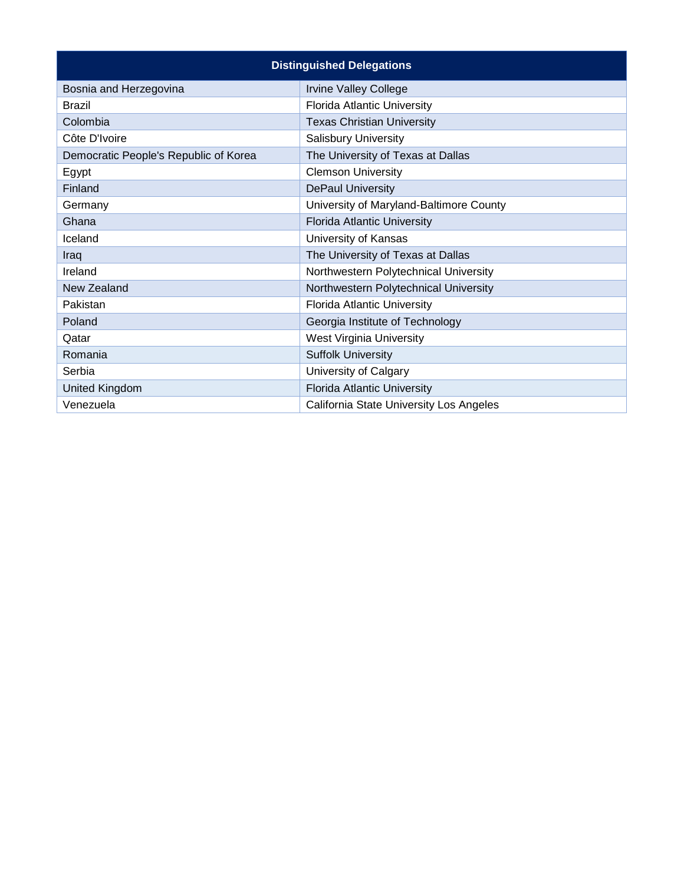| Distinguished Delegations | |
|---|---|
| Bosnia and Herzegovina | Irvine Valley College |
| Brazil | Florida Atlantic University |
| Colombia | Texas Christian University |
| Côte D'Ivoire | Salisbury University |
| Democratic People's Republic of Korea | The University of Texas at Dallas |
| Egypt | Clemson University |
| Finland | DePaul University |
| Germany | University of Maryland-Baltimore County |
| Ghana | Florida Atlantic University |
| Iceland | University of Kansas |
| Iraq | The University of Texas at Dallas |
| Ireland | Northwestern Polytechnical University |
| New Zealand | Northwestern Polytechnical University |
| Pakistan | Florida Atlantic University |
| Poland | Georgia Institute of Technology |
| Qatar | West Virginia University |
| Romania | Suffolk University |
| Serbia | University of Calgary |
| United Kingdom | Florida Atlantic University |
| Venezuela | California State University Los Angeles |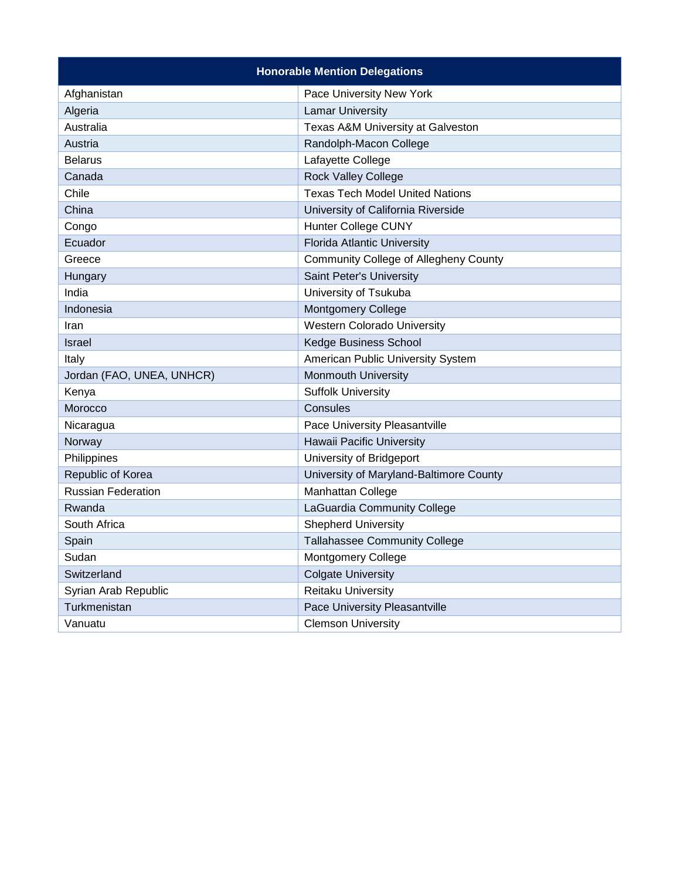| Honorable Mention Delegations | |
|---|---|
| Afghanistan | Pace University New York |
| Algeria | Lamar University |
| Australia | Texas A&M University at Galveston |
| Austria | Randolph-Macon College |
| Belarus | Lafayette College |
| Canada | Rock Valley College |
| Chile | Texas Tech Model United Nations |
| China | University of California Riverside |
| Congo | Hunter College CUNY |
| Ecuador | Florida Atlantic University |
| Greece | Community College of Allegheny County |
| Hungary | Saint Peter's University |
| India | University of Tsukuba |
| Indonesia | Montgomery College |
| Iran | Western Colorado University |
| Israel | Kedge Business School |
| Italy | American Public University System |
| Jordan (FAO, UNEA, UNHCR) | Monmouth University |
| Kenya | Suffolk University |
| Morocco | Consules |
| Nicaragua | Pace University Pleasantville |
| Norway | Hawaii Pacific University |
| Philippines | University of Bridgeport |
| Republic of Korea | University of Maryland-Baltimore County |
| Russian Federation | Manhattan College |
| Rwanda | LaGuardia Community College |
| South Africa | Shepherd University |
| Spain | Tallahassee Community College |
| Sudan | Montgomery College |
| Switzerland | Colgate University |
| Syrian Arab Republic | Reitaku University |
| Turkmenistan | Pace University Pleasantville |
| Vanuatu | Clemson University |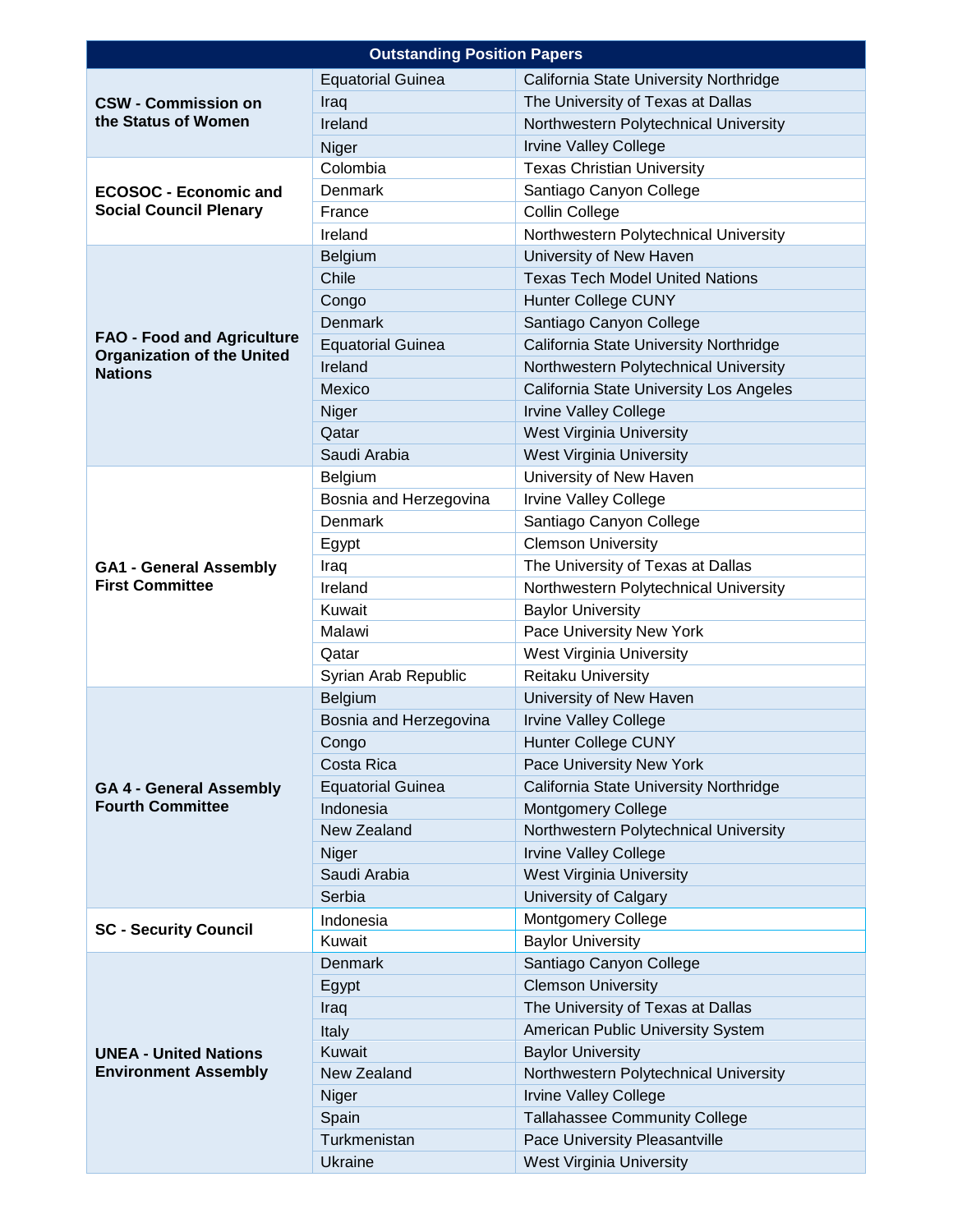| Outstanding Position Papers | | |
|---|---|---|
| CSW - Commission on the Status of Women | Equatorial Guinea | California State University Northridge |
| | Iraq | The University of Texas at Dallas |
| | Ireland | Northwestern Polytechnical University |
| | Niger | Irvine Valley College |
| ECOSOC - Economic and Social Council Plenary | Colombia | Texas Christian University |
| | Denmark | Santiago Canyon College |
| | France | Collin College |
| | Ireland | Northwestern Polytechnical University |
| FAO - Food and Agriculture Organization of the United Nations | Belgium | University of New Haven |
| | Chile | Texas Tech Model United Nations |
| | Congo | Hunter College CUNY |
| | Denmark | Santiago Canyon College |
| | Equatorial Guinea | California State University Northridge |
| | Ireland | Northwestern Polytechnical University |
| | Mexico | California State University Los Angeles |
| | Niger | Irvine Valley College |
| | Qatar | West Virginia University |
| | Saudi Arabia | West Virginia University |
| GA1 - General Assembly First Committee | Belgium | University of New Haven |
| | Bosnia and Herzegovina | Irvine Valley College |
| | Denmark | Santiago Canyon College |
| | Egypt | Clemson University |
| | Iraq | The University of Texas at Dallas |
| | Ireland | Northwestern Polytechnical University |
| | Kuwait | Baylor University |
| | Malawi | Pace University New York |
| | Qatar | West Virginia University |
| | Syrian Arab Republic | Reitaku University |
| GA 4 - General Assembly Fourth Committee | Belgium | University of New Haven |
| | Bosnia and Herzegovina | Irvine Valley College |
| | Congo | Hunter College CUNY |
| | Costa Rica | Pace University New York |
| | Equatorial Guinea | California State University Northridge |
| | Indonesia | Montgomery College |
| | New Zealand | Northwestern Polytechnical University |
| | Niger | Irvine Valley College |
| | Saudi Arabia | West Virginia University |
| | Serbia | University of Calgary |
| SC - Security Council | Indonesia | Montgomery College |
| | Kuwait | Baylor University |
| UNEA - United Nations Environment Assembly | Denmark | Santiago Canyon College |
| | Egypt | Clemson University |
| | Iraq | The University of Texas at Dallas |
| | Italy | American Public University System |
| | Kuwait | Baylor University |
| | New Zealand | Northwestern Polytechnical University |
| | Niger | Irvine Valley College |
| | Spain | Tallahassee Community College |
| | Turkmenistan | Pace University Pleasantville |
| | Ukraine | West Virginia University |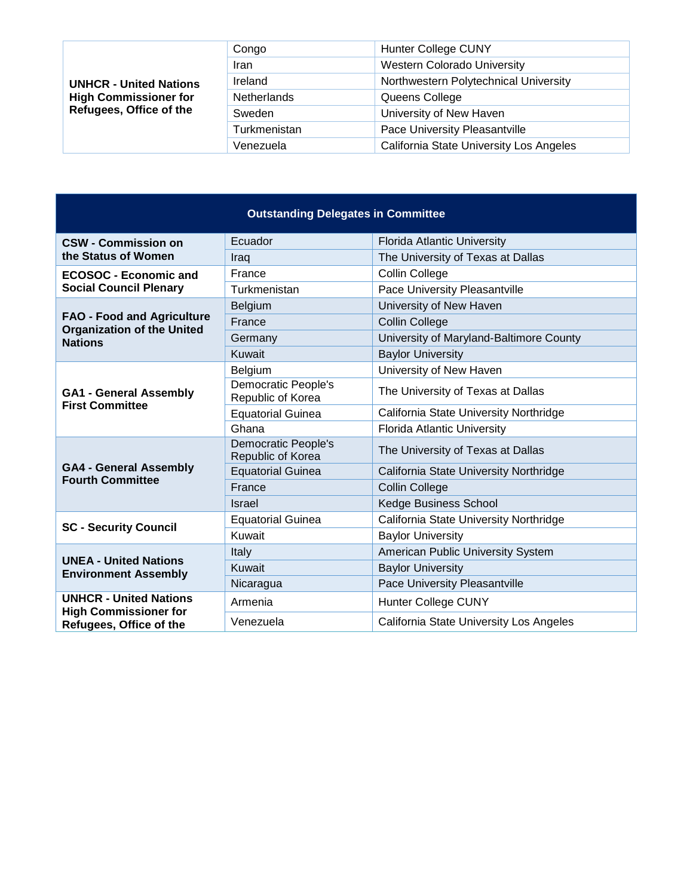| | | |
|---|---|---|
| **UNHCR - United Nations High Commissioner for Refugees, Office of the** | Congo | Hunter College CUNY |
| | Iran | Western Colorado University |
| | Ireland | Northwestern Polytechnical University |
| | Netherlands | Queens College |
| | Sweden | University of New Haven |
| | Turkmenistan | Pace University Pleasantville |
| | Venezuela | California State University Los Angeles |

| **Outstanding Delegates in Committee** | | |
|---|---|---|
| **CSW - Commission on the Status of Women** | Ecuador | Florida Atlantic University |
| | Iraq | The University of Texas at Dallas |
| **ECOSOC - Economic and Social Council Plenary** | France | Collin College |
| | Turkmenistan | Pace University Pleasantville |
| **FAO - Food and Agriculture Organization of the United Nations** | Belgium | University of New Haven |
| | France | Collin College |
| | Germany | University of Maryland-Baltimore County |
| | Kuwait | Baylor University |
| **GA1 - General Assembly First Committee** | Belgium | University of New Haven |
| | Democratic People's Republic of Korea | The University of Texas at Dallas |
| | Equatorial Guinea | California State University Northridge |
| | Ghana | Florida Atlantic University |
| **GA4 - General Assembly Fourth Committee** | Democratic People's Republic of Korea | The University of Texas at Dallas |
| | Equatorial Guinea | California State University Northridge |
| | France | Collin College |
| | Israel | Kedge Business School |
| **SC - Security Council** | Equatorial Guinea | California State University Northridge |
| | Kuwait | Baylor University |
| **UNEA - United Nations Environment Assembly** | Italy | American Public University System |
| | Kuwait | Baylor University |
| | Nicaragua | Pace University Pleasantville |
| **UNHCR - United Nations High Commissioner for Refugees, Office of the** | Armenia | Hunter College CUNY |
| | Venezuela | California State University Los Angeles |